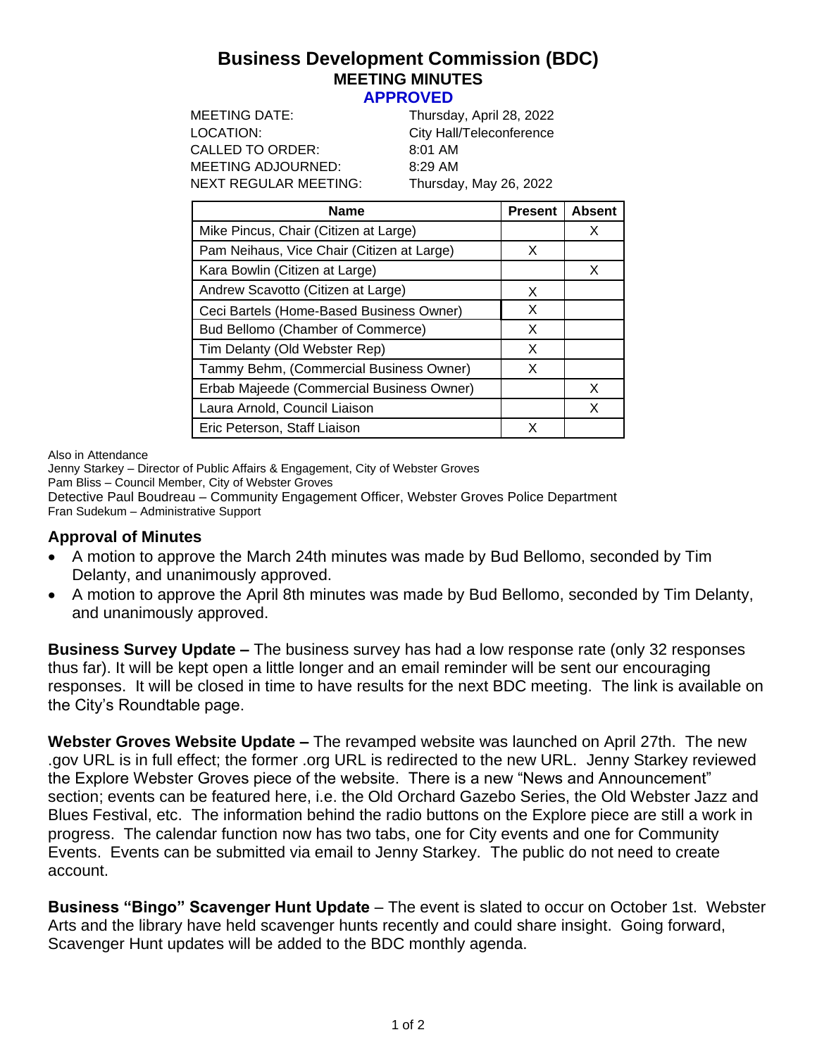# Business Development Commission (BDC)

## MEETING MINUTES

### APPROVED

MEETING DATE: Thursday, April 28, 2022
LOCATION: City Hall/Teleconference
CALLED TO ORDER: 8:01 AM
MEETING ADJOURNED: 8:29 AM
NEXT REGULAR MEETING: Thursday, May 26, 2022

| Name | Present | Absent |
|---|---|---|
| Mike Pincus, Chair (Citizen at Large) | | X |
| Pam Neihaus, Vice Chair (Citizen at Large) | X | |
| Kara Bowlin (Citizen at Large) | | X |
| Andrew Scavotto (Citizen at Large) | X | |
| Ceci Bartels (Home-Based Business Owner) | X | |
| Bud Bellomo (Chamber of Commerce) | X | |
| Tim Delanty (Old Webster Rep) | X | |
| Tammy Behm, (Commercial Business Owner) | X | |
| Erbab Majeede (Commercial Business Owner) | | X |
| Laura Arnold, Council Liaison | | X |
| Eric Peterson, Staff Liaison | X | |

Also in Attendance
Jenny Starkey – Director of Public Affairs & Engagement, City of Webster Groves
Pam Bliss – Council Member, City of Webster Groves
Detective Paul Boudreau – Community Engagement Officer, Webster Groves Police Department
Fran Sudekum – Administrative Support

### Approval of Minutes

- A motion to approve the March 24th minutes was made by Bud Bellomo, seconded by Tim Delanty, and unanimously approved.
- A motion to approve the April 8th minutes was made by Bud Bellomo, seconded by Tim Delanty, and unanimously approved.

**Business Survey Update –** The business survey has had a low response rate (only 32 responses thus far). It will be kept open a little longer and an email reminder will be sent our encouraging responses. It will be closed in time to have results for the next BDC meeting. The link is available on the City's Roundtable page.

**Webster Groves Website Update –** The revamped website was launched on April 27th. The new .gov URL is in full effect; the former .org URL is redirected to the new URL. Jenny Starkey reviewed the Explore Webster Groves piece of the website. There is a new "News and Announcement" section; events can be featured here, i.e. the Old Orchard Gazebo Series, the Old Webster Jazz and Blues Festival, etc. The information behind the radio buttons on the Explore piece are still a work in progress. The calendar function now has two tabs, one for City events and one for Community Events. Events can be submitted via email to Jenny Starkey. The public do not need to create account.

**Business "Bingo" Scavenger Hunt Update** – The event is slated to occur on October 1st. Webster Arts and the library have held scavenger hunts recently and could share insight. Going forward, Scavenger Hunt updates will be added to the BDC monthly agenda.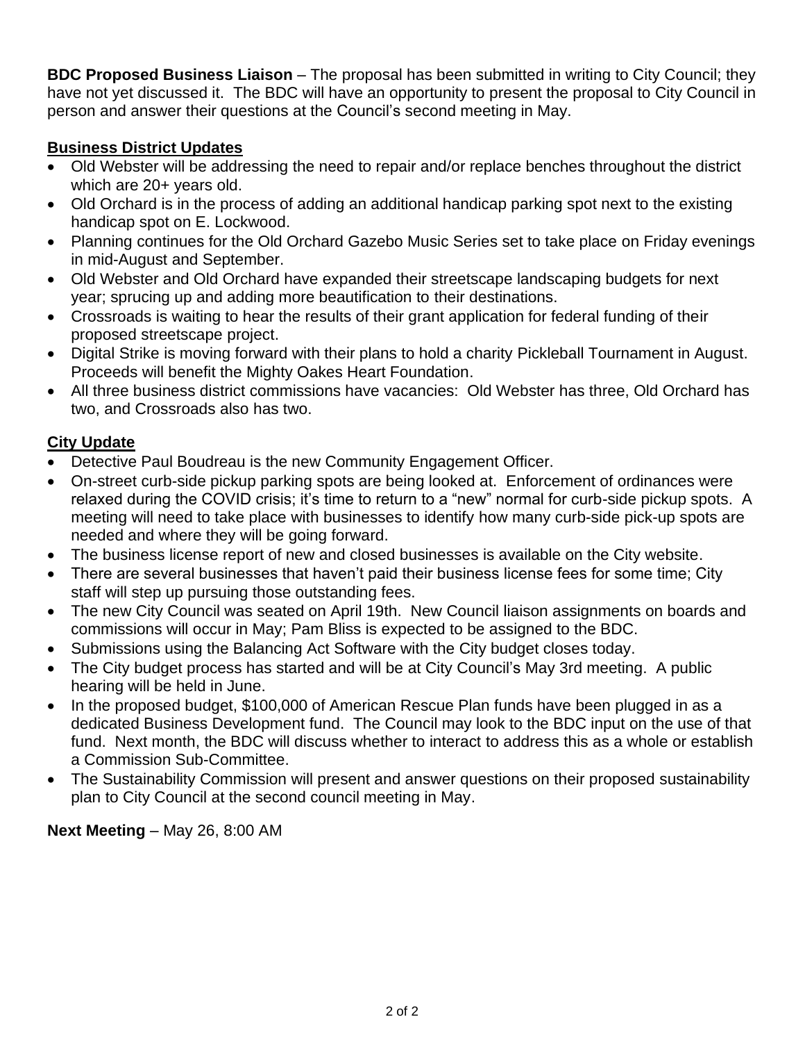**BDC Proposed Business Liaison** – The proposal has been submitted in writing to City Council; they have not yet discussed it. The BDC will have an opportunity to present the proposal to City Council in person and answer their questions at the Council's second meeting in May.

**Business District Updates**

- Old Webster will be addressing the need to repair and/or replace benches throughout the district which are 20+ years old.
- Old Orchard is in the process of adding an additional handicap parking spot next to the existing handicap spot on E. Lockwood.
- Planning continues for the Old Orchard Gazebo Music Series set to take place on Friday evenings in mid-August and September.
- Old Webster and Old Orchard have expanded their streetscape landscaping budgets for next year; sprucing up and adding more beautification to their destinations.
- Crossroads is waiting to hear the results of their grant application for federal funding of their proposed streetscape project.
- Digital Strike is moving forward with their plans to hold a charity Pickleball Tournament in August. Proceeds will benefit the Mighty Oakes Heart Foundation.
- All three business district commissions have vacancies: Old Webster has three, Old Orchard has two, and Crossroads also has two.

**City Update**

- Detective Paul Boudreau is the new Community Engagement Officer.
- On-street curb-side pickup parking spots are being looked at. Enforcement of ordinances were relaxed during the COVID crisis; it's time to return to a "new" normal for curb-side pickup spots. A meeting will need to take place with businesses to identify how many curb-side pick-up spots are needed and where they will be going forward.
- The business license report of new and closed businesses is available on the City website.
- There are several businesses that haven't paid their business license fees for some time; City staff will step up pursuing those outstanding fees.
- The new City Council was seated on April 19th. New Council liaison assignments on boards and commissions will occur in May; Pam Bliss is expected to be assigned to the BDC.
- Submissions using the Balancing Act Software with the City budget closes today.
- The City budget process has started and will be at City Council's May 3rd meeting. A public hearing will be held in June.
- In the proposed budget, $100,000 of American Rescue Plan funds have been plugged in as a dedicated Business Development fund. The Council may look to the BDC input on the use of that fund. Next month, the BDC will discuss whether to interact to address this as a whole or establish a Commission Sub-Committee.
- The Sustainability Commission will present and answer questions on their proposed sustainability plan to City Council at the second council meeting in May.

**Next Meeting** – May 26, 8:00 AM